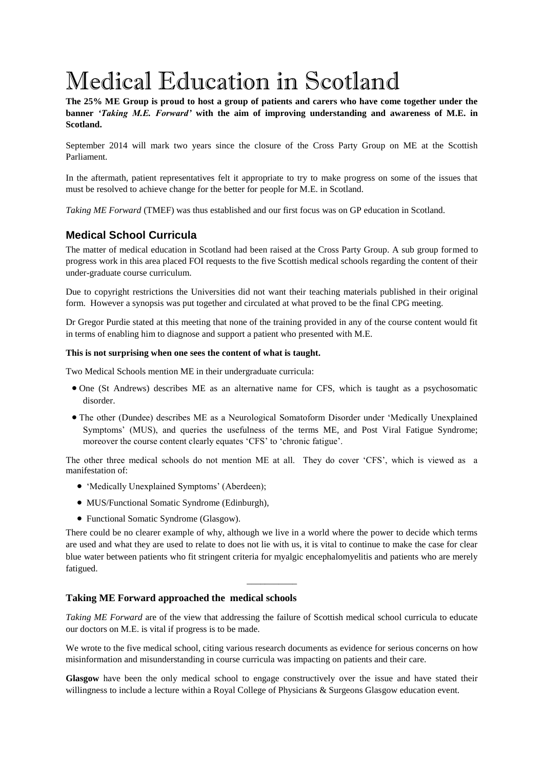# Medical Education in Scotland

**The 25% ME Group is proud to host a group of patients and carers who have come together under the banner *'Taking M.E. Forward'* with the aim of improving understanding and awareness of M.E. in Scotland.**

September 2014 will mark two years since the closure of the Cross Party Group on ME at the Scottish Parliament.

In the aftermath, patient representatives felt it appropriate to try to make progress on some of the issues that must be resolved to achieve change for the better for people for M.E. in Scotland.

*Taking ME Forward* (TMEF) was thus established and our first focus was on GP education in Scotland.

## Medical School Curricula

The matter of medical education in Scotland had been raised at the Cross Party Group. A sub group formed to progress work in this area placed FOI requests to the five Scottish medical schools regarding the content of their under-graduate course curriculum.

Due to copyright restrictions the Universities did not want their teaching materials published in their original form. However a synopsis was put together and circulated at what proved to be the final CPG meeting.

Dr Gregor Purdie stated at this meeting that none of the training provided in any of the course content would fit in terms of enabling him to diagnose and support a patient who presented with M.E.

**This is not surprising when one sees the content of what is taught.**

Two Medical Schools mention ME in their undergraduate curricula:

- One (St Andrews) describes ME as an alternative name for CFS, which is taught as a psychosomatic disorder.
- The other (Dundee) describes ME as a Neurological Somatoform Disorder under 'Medically Unexplained Symptoms' (MUS), and queries the usefulness of the terms ME, and Post Viral Fatigue Syndrome; moreover the course content clearly equates 'CFS' to 'chronic fatigue'.

The other three medical schools do not mention ME at all. They do cover 'CFS', which is viewed as a manifestation of:

- 'Medically Unexplained Symptoms' (Aberdeen);
- MUS/Functional Somatic Syndrome (Edinburgh),
- Functional Somatic Syndrome (Glasgow).

There could be no clearer example of why, although we live in a world where the power to decide which terms are used and what they are used to relate to does not lie with us, it is vital to continue to make the case for clear blue water between patients who fit stringent criteria for myalgic encephalomyelitis and patients who are merely fatigued.

---

### Taking ME Forward approached the medical schools

*Taking ME Forward* are of the view that addressing the failure of Scottish medical school curricula to educate our doctors on M.E. is vital if progress is to be made.

We wrote to the five medical school, citing various research documents as evidence for serious concerns on how misinformation and misunderstanding in course curricula was impacting on patients and their care.

**Glasgow** have been the only medical school to engage constructively over the issue and have stated their willingness to include a lecture within a Royal College of Physicians & Surgeons Glasgow education event.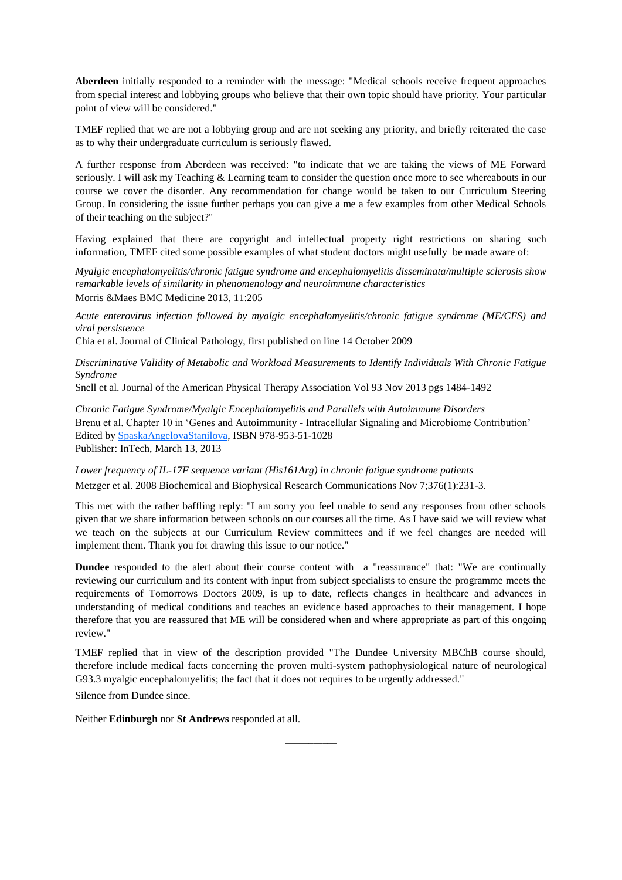**Aberdeen** initially responded to a reminder with the message: "Medical schools receive frequent approaches from special interest and lobbying groups who believe that their own topic should have priority. Your particular point of view will be considered."

TMEF replied that we are not a lobbying group and are not seeking any priority, and briefly reiterated the case as to why their undergraduate curriculum is seriously flawed.

A further response from Aberdeen was received: "to indicate that we are taking the views of ME Forward seriously. I will ask my Teaching & Learning team to consider the question once more to see whereabouts in our course we cover the disorder. Any recommendation for change would be taken to our Curriculum Steering Group. In considering the issue further perhaps you can give a me a few examples from other Medical Schools of their teaching on the subject?"

Having explained that there are copyright and intellectual property right restrictions on sharing such information, TMEF cited some possible examples of what student doctors might usefully be made aware of:

*Myalgic encephalomyelitis/chronic fatigue syndrome and encephalomyelitis disseminata/multiple sclerosis show remarkable levels of similarity in phenomenology and neuroimmune characteristics*
Morris &Maes BMC Medicine 2013, 11:205

*Acute enterovirus infection followed by myalgic encephalomyelitis/chronic fatigue syndrome (ME/CFS) and viral persistence*
Chia et al. Journal of Clinical Pathology, first published on line 14 October 2009

*Discriminative Validity of Metabolic and Workload Measurements to Identify Individuals With Chronic Fatigue Syndrome*
Snell et al. Journal of the American Physical Therapy Association Vol 93 Nov 2013 pgs 1484-1492

*Chronic Fatigue Syndrome/Myalgic Encephalomyelitis and Parallels with Autoimmune Disorders*
Brenu et al. Chapter 10 in 'Genes and Autoimmunity - Intracellular Signaling and Microbiome Contribution' Edited by SpaskaAngelovaStanilova, ISBN 978-953-51-1028
Publisher: InTech, March 13, 2013

*Lower frequency of IL-17F sequence variant (His161Arg) in chronic fatigue syndrome patients*
Metzger et al. 2008 Biochemical and Biophysical Research Communications Nov 7;376(1):231-3.

This met with the rather baffling reply: "I am sorry you feel unable to send any responses from other schools given that we share information between schools on our courses all the time. As I have said we will review what we teach on the subjects at our Curriculum Review committees and if we feel changes are needed will implement them. Thank you for drawing this issue to our notice."

**Dundee** responded to the alert about their course content with a "reassurance" that: "We are continually reviewing our curriculum and its content with input from subject specialists to ensure the programme meets the requirements of Tomorrows Doctors 2009, is up to date, reflects changes in healthcare and advances in understanding of medical conditions and teaches an evidence based approaches to their management. I hope therefore that you are reassured that ME will be considered when and where appropriate as part of this ongoing review."

TMEF replied that in view of the description provided "The Dundee University MBChB course should, therefore include medical facts concerning the proven multi-system pathophysiological nature of neurological G93.3 myalgic encephalomyelitis; the fact that it does not requires to be urgently addressed."

Silence from Dundee since.

Neither **Edinburgh** nor **St Andrews** responded at all.

---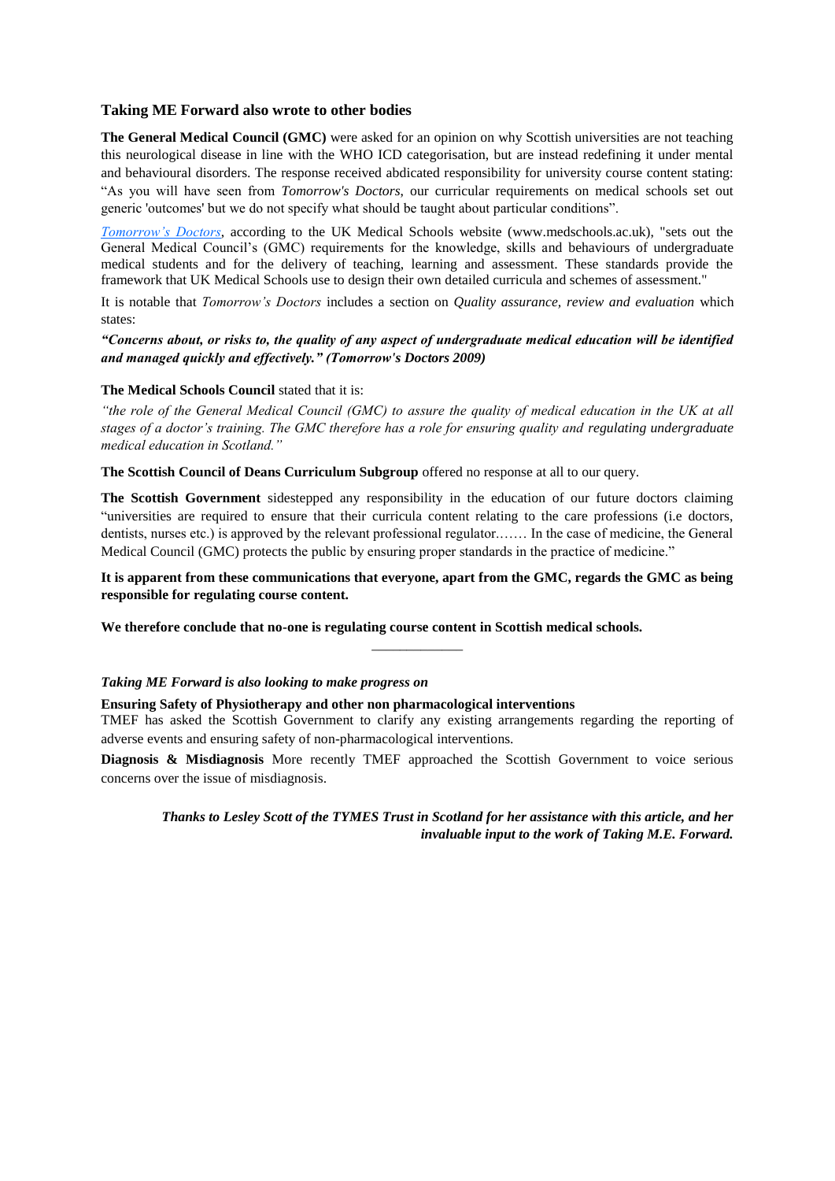## Taking ME Forward also wrote to other bodies

**The General Medical Council (GMC)** were asked for an opinion on why Scottish universities are not teaching this neurological disease in line with the WHO ICD categorisation, but are instead redefining it under mental and behavioural disorders. The response received abdicated responsibility for university course content stating: "As you will have seen from *Tomorrow's Doctors*, our curricular requirements on medical schools set out generic 'outcomes' but we do not specify what should be taught about particular conditions".

*Tomorrow's Doctors*, according to the UK Medical Schools website (www.medschools.ac.uk), "sets out the General Medical Council's (GMC) requirements for the knowledge, skills and behaviours of undergraduate medical students and for the delivery of teaching, learning and assessment. These standards provide the framework that UK Medical Schools use to design their own detailed curricula and schemes of assessment."

It is notable that *Tomorrow's Doctors* includes a section on *Quality assurance, review and evaluation* which states:

***"Concerns about, or risks to, the quality of any aspect of undergraduate medical education will be identified and managed quickly and effectively." (Tomorrow's Doctors 2009)***

**The Medical Schools Council** stated that it is:

*"the role of the General Medical Council (GMC) to assure the quality of medical education in the UK at all stages of a doctor's training. The GMC therefore has a role for ensuring quality and regulating undergraduate medical education in Scotland."*

**The Scottish Council of Deans Curriculum Subgroup** offered no response at all to our query.

**The Scottish Government** sidestepped any responsibility in the education of our future doctors claiming "universities are required to ensure that their curricula content relating to the care professions (i.e doctors, dentists, nurses etc.) is approved by the relevant professional regulator.…… In the case of medicine, the General Medical Council (GMC) protects the public by ensuring proper standards in the practice of medicine."

**It is apparent from these communications that everyone, apart from the GMC, regards the GMC as being responsible for regulating course content.**

**We therefore conclude that no-one is regulating course content in Scottish medical schools.**

---

***Taking ME Forward is also looking to make progress on***

**Ensuring Safety of Physiotherapy and other non pharmacological interventions**
TMEF has asked the Scottish Government to clarify any existing arrangements regarding the reporting of adverse events and ensuring safety of non-pharmacological interventions.

**Diagnosis & Misdiagnosis** More recently TMEF approached the Scottish Government to voice serious concerns over the issue of misdiagnosis.

***Thanks to Lesley Scott of the TYMES Trust in Scotland for her assistance with this article, and her invaluable input to the work of Taking M.E. Forward.***